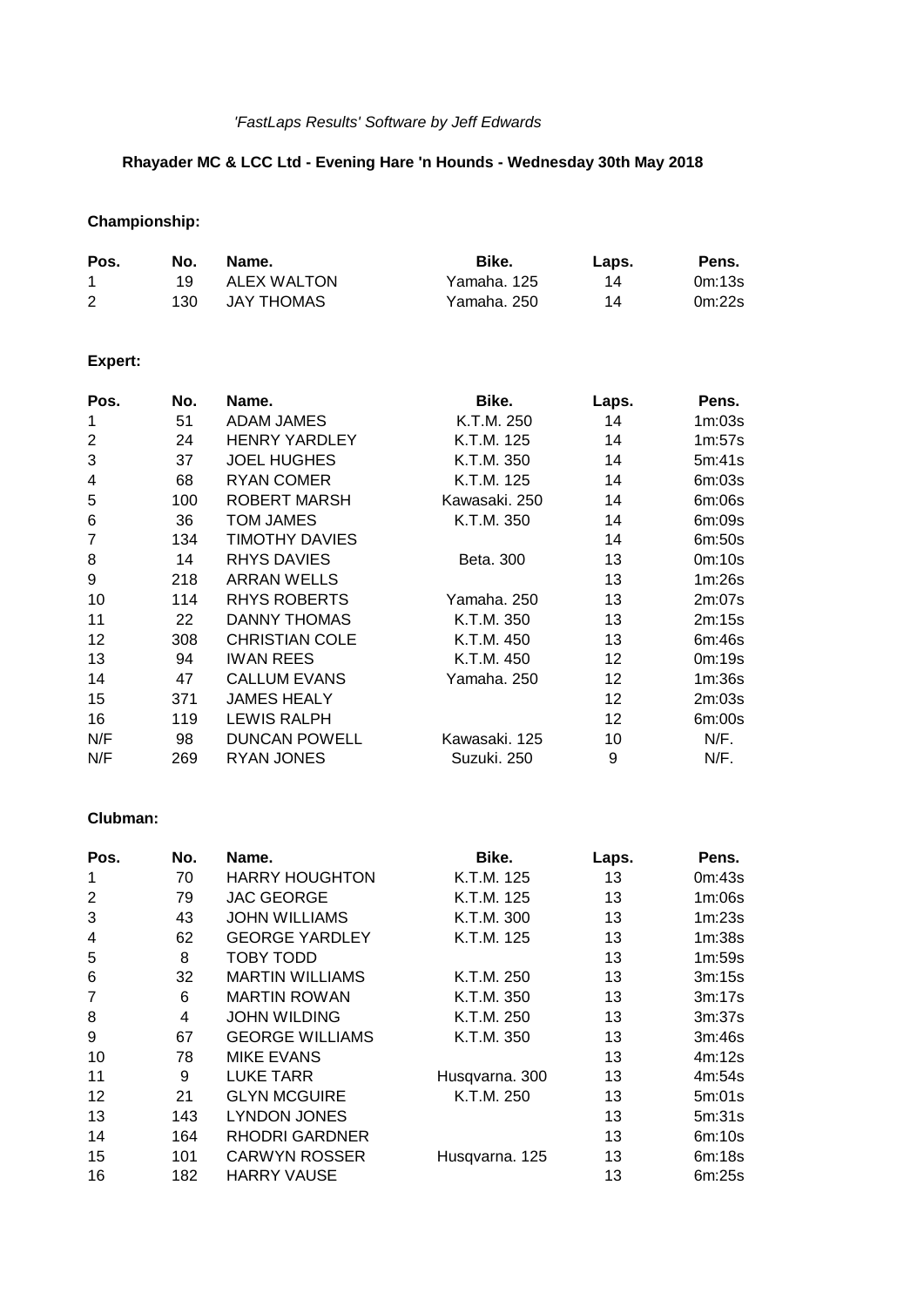*'FastLaps Results' Software by Jeff Edwards*

**Rhayader MC & LCC Ltd - Evening Hare 'n Hounds - Wednesday 30th May 2018**

**Championship:**

| Pos. | No. | Name. | Bike. | Laps. | Pens. |
|---|---|---|---|---|---|
| 1 | 19 | ALEX WALTON | Yamaha. 125 | 14 | 0m:13s |
| 2 | 130 | JAY THOMAS | Yamaha. 250 | 14 | 0m:22s |

**Expert:**

| Pos. | No. | Name. | Bike. | Laps. | Pens. |
|---|---|---|---|---|---|
| 1 | 51 | ADAM JAMES | K.T.M. 250 | 14 | 1m:03s |
| 2 | 24 | HENRY YARDLEY | K.T.M. 125 | 14 | 1m:57s |
| 3 | 37 | JOEL HUGHES | K.T.M. 350 | 14 | 5m:41s |
| 4 | 68 | RYAN COMER | K.T.M. 125 | 14 | 6m:03s |
| 5 | 100 | ROBERT MARSH | Kawasaki. 250 | 14 | 6m:06s |
| 6 | 36 | TOM JAMES | K.T.M. 350 | 14 | 6m:09s |
| 7 | 134 | TIMOTHY DAVIES | | 14 | 6m:50s |
| 8 | 14 | RHYS DAVIES | Beta. 300 | 13 | 0m:10s |
| 9 | 218 | ARRAN WELLS | | 13 | 1m:26s |
| 10 | 114 | RHYS ROBERTS | Yamaha. 250 | 13 | 2m:07s |
| 11 | 22 | DANNY THOMAS | K.T.M. 350 | 13 | 2m:15s |
| 12 | 308 | CHRISTIAN COLE | K.T.M. 450 | 13 | 6m:46s |
| 13 | 94 | IWAN REES | K.T.M. 450 | 12 | 0m:19s |
| 14 | 47 | CALLUM EVANS | Yamaha. 250 | 12 | 1m:36s |
| 15 | 371 | JAMES HEALY | | 12 | 2m:03s |
| 16 | 119 | LEWIS RALPH | | 12 | 6m:00s |
| N/F | 98 | DUNCAN POWELL | Kawasaki. 125 | 10 | N/F. |
| N/F | 269 | RYAN JONES | Suzuki. 250 | 9 | N/F. |

**Clubman:**

| Pos. | No. | Name. | Bike. | Laps. | Pens. |
|---|---|---|---|---|---|
| 1 | 70 | HARRY HOUGHTON | K.T.M. 125 | 13 | 0m:43s |
| 2 | 79 | JAC GEORGE | K.T.M. 125 | 13 | 1m:06s |
| 3 | 43 | JOHN WILLIAMS | K.T.M. 300 | 13 | 1m:23s |
| 4 | 62 | GEORGE YARDLEY | K.T.M. 125 | 13 | 1m:38s |
| 5 | 8 | TOBY TODD | | 13 | 1m:59s |
| 6 | 32 | MARTIN WILLIAMS | K.T.M. 250 | 13 | 3m:15s |
| 7 | 6 | MARTIN ROWAN | K.T.M. 350 | 13 | 3m:17s |
| 8 | 4 | JOHN WILDING | K.T.M. 250 | 13 | 3m:37s |
| 9 | 67 | GEORGE WILLIAMS | K.T.M. 350 | 13 | 3m:46s |
| 10 | 78 | MIKE EVANS | | 13 | 4m:12s |
| 11 | 9 | LUKE TARR | Husqvarna. 300 | 13 | 4m:54s |
| 12 | 21 | GLYN MCGUIRE | K.T.M. 250 | 13 | 5m:01s |
| 13 | 143 | LYNDON JONES | | 13 | 5m:31s |
| 14 | 164 | RHODRI GARDNER | | 13 | 6m:10s |
| 15 | 101 | CARWYN ROSSER | Husqvarna. 125 | 13 | 6m:18s |
| 16 | 182 | HARRY VAUSE | | 13 | 6m:25s |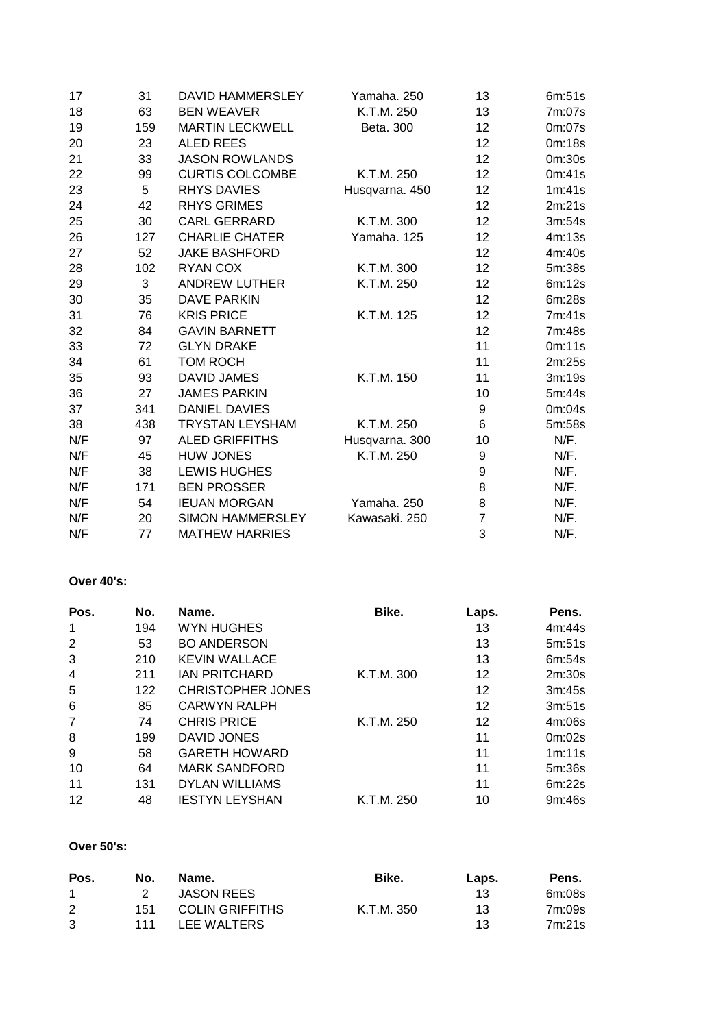| Pos. | No. | Name. | Bike. | Laps. | Pens. |
|---|---|---|---|---|---|
| 17 | 31 | DAVID HAMMERSLEY | Yamaha. 250 | 13 | 6m:51s |
| 18 | 63 | BEN WEAVER | K.T.M. 250 | 13 | 7m:07s |
| 19 | 159 | MARTIN LECKWELL | Beta. 300 | 12 | 0m:07s |
| 20 | 23 | ALED REES | | 12 | 0m:18s |
| 21 | 33 | JASON ROWLANDS | | 12 | 0m:30s |
| 22 | 99 | CURTIS COLCOMBE | K.T.M. 250 | 12 | 0m:41s |
| 23 | 5 | RHYS DAVIES | Husqvarna. 450 | 12 | 1m:41s |
| 24 | 42 | RHYS GRIMES | | 12 | 2m:21s |
| 25 | 30 | CARL GERRARD | K.T.M. 300 | 12 | 3m:54s |
| 26 | 127 | CHARLIE CHATER | Yamaha. 125 | 12 | 4m:13s |
| 27 | 52 | JAKE BASHFORD | | 12 | 4m:40s |
| 28 | 102 | RYAN COX | K.T.M. 300 | 12 | 5m:38s |
| 29 | 3 | ANDREW LUTHER | K.T.M. 250 | 12 | 6m:12s |
| 30 | 35 | DAVE PARKIN | | 12 | 6m:28s |
| 31 | 76 | KRIS PRICE | K.T.M. 125 | 12 | 7m:41s |
| 32 | 84 | GAVIN BARNETT | | 12 | 7m:48s |
| 33 | 72 | GLYN DRAKE | | 11 | 0m:11s |
| 34 | 61 | TOM ROCH | | 11 | 2m:25s |
| 35 | 93 | DAVID JAMES | K.T.M. 150 | 11 | 3m:19s |
| 36 | 27 | JAMES PARKIN | | 10 | 5m:44s |
| 37 | 341 | DANIEL DAVIES | | 9 | 0m:04s |
| 38 | 438 | TRYSTAN LEYSHAM | K.T.M. 250 | 6 | 5m:58s |
| N/F | 97 | ALED GRIFFITHS | Husqvarna. 300 | 10 | N/F. |
| N/F | 45 | HUW JONES | K.T.M. 250 | 9 | N/F. |
| N/F | 38 | LEWIS HUGHES | | 9 | N/F. |
| N/F | 171 | BEN PROSSER | | 8 | N/F. |
| N/F | 54 | IEUAN MORGAN | Yamaha. 250 | 8 | N/F. |
| N/F | 20 | SIMON HAMMERSLEY | Kawasaki. 250 | 7 | N/F. |
| N/F | 77 | MATHEW HARRIES | | 3 | N/F. |

**Over 40's:**

| Pos. | No. | Name. | Bike. | Laps. | Pens. |
|---|---|---|---|---|---|
| 1 | 194 | WYN HUGHES | | 13 | 4m:44s |
| 2 | 53 | BO ANDERSON | | 13 | 5m:51s |
| 3 | 210 | KEVIN WALLACE | | 13 | 6m:54s |
| 4 | 211 | IAN PRITCHARD | K.T.M. 300 | 12 | 2m:30s |
| 5 | 122 | CHRISTOPHER JONES | | 12 | 3m:45s |
| 6 | 85 | CARWYN RALPH | | 12 | 3m:51s |
| 7 | 74 | CHRIS PRICE | K.T.M. 250 | 12 | 4m:06s |
| 8 | 199 | DAVID JONES | | 11 | 0m:02s |
| 9 | 58 | GARETH HOWARD | | 11 | 1m:11s |
| 10 | 64 | MARK SANDFORD | | 11 | 5m:36s |
| 11 | 131 | DYLAN WILLIAMS | | 11 | 6m:22s |
| 12 | 48 | IESTYN LEYSHAN | K.T.M. 250 | 10 | 9m:46s |

**Over 50's:**

| Pos. | No. | Name. | Bike. | Laps. | Pens. |
|---|---|---|---|---|---|
| 1 | 2 | JASON REES | | 13 | 6m:08s |
| 2 | 151 | COLIN GRIFFITHS | K.T.M. 350 | 13 | 7m:09s |
| 3 | 111 | LEE WALTERS | | 13 | 7m:21s |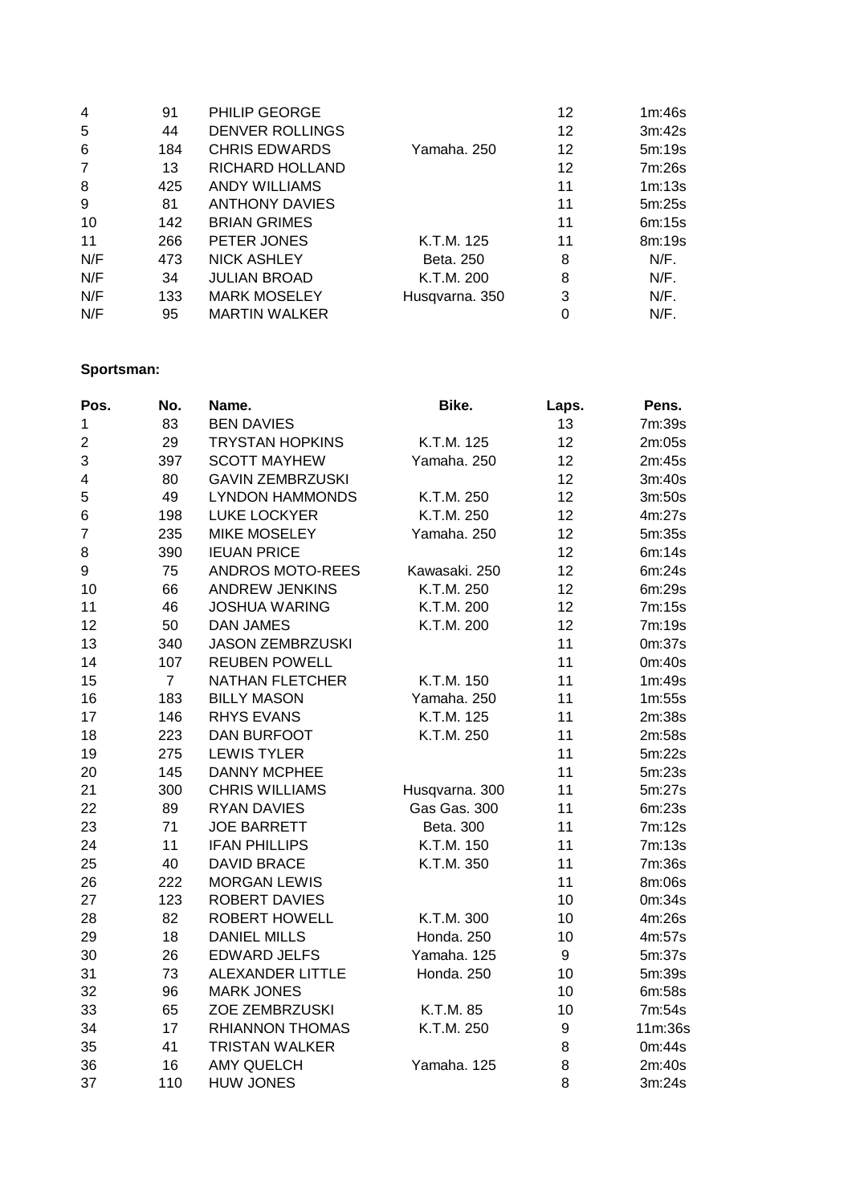| Pos. | No. | Name. | Bike. | Laps. | Pens. |
|---|---|---|---|---|---|
| 4 | 91 | PHILIP GEORGE | | 12 | 1m:46s |
| 5 | 44 | DENVER ROLLINGS | | 12 | 3m:42s |
| 6 | 184 | CHRIS EDWARDS | Yamaha. 250 | 12 | 5m:19s |
| 7 | 13 | RICHARD HOLLAND | | 12 | 7m:26s |
| 8 | 425 | ANDY WILLIAMS | | 11 | 1m:13s |
| 9 | 81 | ANTHONY DAVIES | | 11 | 5m:25s |
| 10 | 142 | BRIAN GRIMES | | 11 | 6m:15s |
| 11 | 266 | PETER JONES | K.T.M. 125 | 11 | 8m:19s |
| N/F | 473 | NICK ASHLEY | Beta. 250 | 8 | N/F. |
| N/F | 34 | JULIAN BROAD | K.T.M. 200 | 8 | N/F. |
| N/F | 133 | MARK MOSELEY | Husqvarna. 350 | 3 | N/F. |
| N/F | 95 | MARTIN WALKER | | 0 | N/F. |

**Sportsman:**

| Pos. | No. | Name. | Bike. | Laps. | Pens. |
|---|---|---|---|---|---|
| 1 | 83 | BEN DAVIES | | 13 | 7m:39s |
| 2 | 29 | TRYSTAN HOPKINS | K.T.M. 125 | 12 | 2m:05s |
| 3 | 397 | SCOTT MAYHEW | Yamaha. 250 | 12 | 2m:45s |
| 4 | 80 | GAVIN ZEMBRZUSKI | | 12 | 3m:40s |
| 5 | 49 | LYNDON HAMMONDS | K.T.M. 250 | 12 | 3m:50s |
| 6 | 198 | LUKE LOCKYER | K.T.M. 250 | 12 | 4m:27s |
| 7 | 235 | MIKE MOSELEY | Yamaha. 250 | 12 | 5m:35s |
| 8 | 390 | IEUAN PRICE | | 12 | 6m:14s |
| 9 | 75 | ANDROS MOTO-REES | Kawasaki. 250 | 12 | 6m:24s |
| 10 | 66 | ANDREW JENKINS | K.T.M. 250 | 12 | 6m:29s |
| 11 | 46 | JOSHUA WARING | K.T.M. 200 | 12 | 7m:15s |
| 12 | 50 | DAN JAMES | K.T.M. 200 | 12 | 7m:19s |
| 13 | 340 | JASON ZEMBRZUSKI | | 11 | 0m:37s |
| 14 | 107 | REUBEN POWELL | | 11 | 0m:40s |
| 15 | 7 | NATHAN FLETCHER | K.T.M. 150 | 11 | 1m:49s |
| 16 | 183 | BILLY MASON | Yamaha. 250 | 11 | 1m:55s |
| 17 | 146 | RHYS EVANS | K.T.M. 125 | 11 | 2m:38s |
| 18 | 223 | DAN BURFOOT | K.T.M. 250 | 11 | 2m:58s |
| 19 | 275 | LEWIS TYLER | | 11 | 5m:22s |
| 20 | 145 | DANNY MCPHEE | | 11 | 5m:23s |
| 21 | 300 | CHRIS WILLIAMS | Husqvarna. 300 | 11 | 5m:27s |
| 22 | 89 | RYAN DAVIES | Gas Gas. 300 | 11 | 6m:23s |
| 23 | 71 | JOE BARRETT | Beta. 300 | 11 | 7m:12s |
| 24 | 11 | IFAN PHILLIPS | K.T.M. 150 | 11 | 7m:13s |
| 25 | 40 | DAVID BRACE | K.T.M. 350 | 11 | 7m:36s |
| 26 | 222 | MORGAN LEWIS | | 11 | 8m:06s |
| 27 | 123 | ROBERT DAVIES | | 10 | 0m:34s |
| 28 | 82 | ROBERT HOWELL | K.T.M. 300 | 10 | 4m:26s |
| 29 | 18 | DANIEL MILLS | Honda. 250 | 10 | 4m:57s |
| 30 | 26 | EDWARD JELFS | Yamaha. 125 | 9 | 5m:37s |
| 31 | 73 | ALEXANDER LITTLE | Honda. 250 | 10 | 5m:39s |
| 32 | 96 | MARK JONES | | 10 | 6m:58s |
| 33 | 65 | ZOE ZEMBRZUSKI | K.T.M. 85 | 10 | 7m:54s |
| 34 | 17 | RHIANNON THOMAS | K.T.M. 250 | 9 | 11m:36s |
| 35 | 41 | TRISTAN WALKER | | 8 | 0m:44s |
| 36 | 16 | AMY QUELCH | Yamaha. 125 | 8 | 2m:40s |
| 37 | 110 | HUW JONES | | 8 | 3m:24s |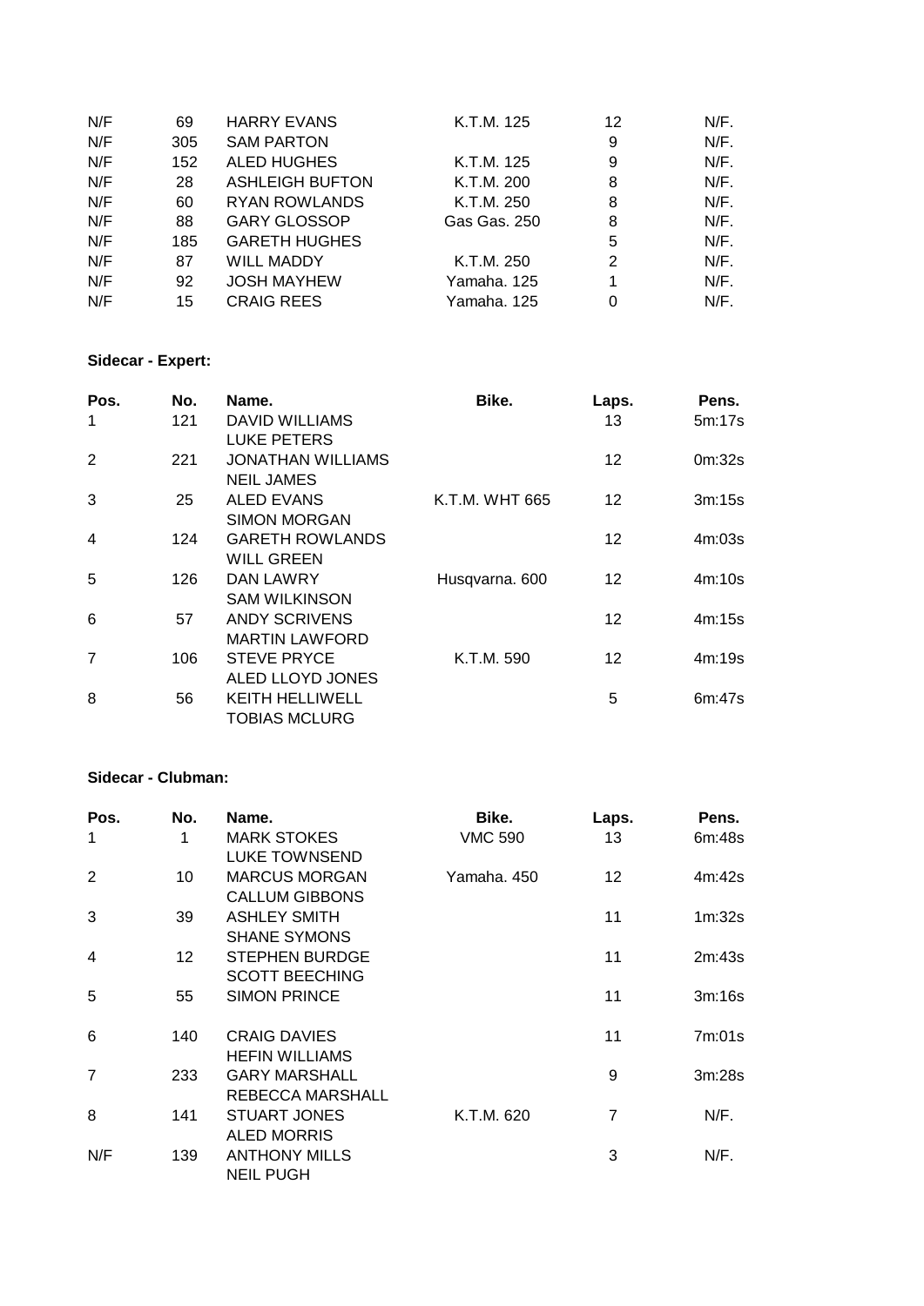| | | | | | |
|---|---|---|---|---|---|
| N/F | 69 | HARRY EVANS | K.T.M. 125 | 12 | N/F. |
| N/F | 305 | SAM PARTON | | 9 | N/F. |
| N/F | 152 | ALED HUGHES | K.T.M. 125 | 9 | N/F. |
| N/F | 28 | ASHLEIGH BUFTON | K.T.M. 200 | 8 | N/F. |
| N/F | 60 | RYAN ROWLANDS | K.T.M. 250 | 8 | N/F. |
| N/F | 88 | GARY GLOSSOP | Gas Gas. 250 | 8 | N/F. |
| N/F | 185 | GARETH HUGHES | | 5 | N/F. |
| N/F | 87 | WILL MADDY | K.T.M. 250 | 2 | N/F. |
| N/F | 92 | JOSH MAYHEW | Yamaha. 125 | 1 | N/F. |
| N/F | 15 | CRAIG REES | Yamaha. 125 | 0 | N/F. |

**Sidecar - Expert:**

| Pos. | No. | Name. | Bike. | Laps. | Pens. |
|---|---|---|---|---|---|
| 1 | 121 | DAVID WILLIAMS<br>LUKE PETERS | | 13 | 5m:17s |
| 2 | 221 | JONATHAN WILLIAMS<br>NEIL JAMES | | 12 | 0m:32s |
| 3 | 25 | ALED EVANS<br>SIMON MORGAN | K.T.M. WHT 665 | 12 | 3m:15s |
| 4 | 124 | GARETH ROWLANDS<br>WILL GREEN | | 12 | 4m:03s |
| 5 | 126 | DAN LAWRY<br>SAM WILKINSON | Husqvarna. 600 | 12 | 4m:10s |
| 6 | 57 | ANDY SCRIVENS<br>MARTIN LAWFORD | | 12 | 4m:15s |
| 7 | 106 | STEVE PRYCE<br>ALED LLOYD JONES | K.T.M. 590 | 12 | 4m:19s |
| 8 | 56 | KEITH HELLIWELL<br>TOBIAS MCLURG | | 5 | 6m:47s |

**Sidecar - Clubman:**

| Pos. | No. | Name. | Bike. | Laps. | Pens. |
|---|---|---|---|---|---|
| 1 | 1 | MARK STOKES<br>LUKE TOWNSEND | VMC 590 | 13 | 6m:48s |
| 2 | 10 | MARCUS MORGAN<br>CALLUM GIBBONS | Yamaha. 450 | 12 | 4m:42s |
| 3 | 39 | ASHLEY SMITH<br>SHANE SYMONS | | 11 | 1m:32s |
| 4 | 12 | STEPHEN BURDGE<br>SCOTT BEECHING | | 11 | 2m:43s |
| 5 | 55 | SIMON PRINCE | | 11 | 3m:16s |
| 6 | 140 | CRAIG DAVIES<br>HEFIN WILLIAMS | | 11 | 7m:01s |
| 7 | 233 | GARY MARSHALL<br>REBECCA MARSHALL | | 9 | 3m:28s |
| 8 | 141 | STUART JONES<br>ALED MORRIS | K.T.M. 620 | 7 | N/F. |
| N/F | 139 | ANTHONY MILLS<br>NEIL PUGH | | 3 | N/F. |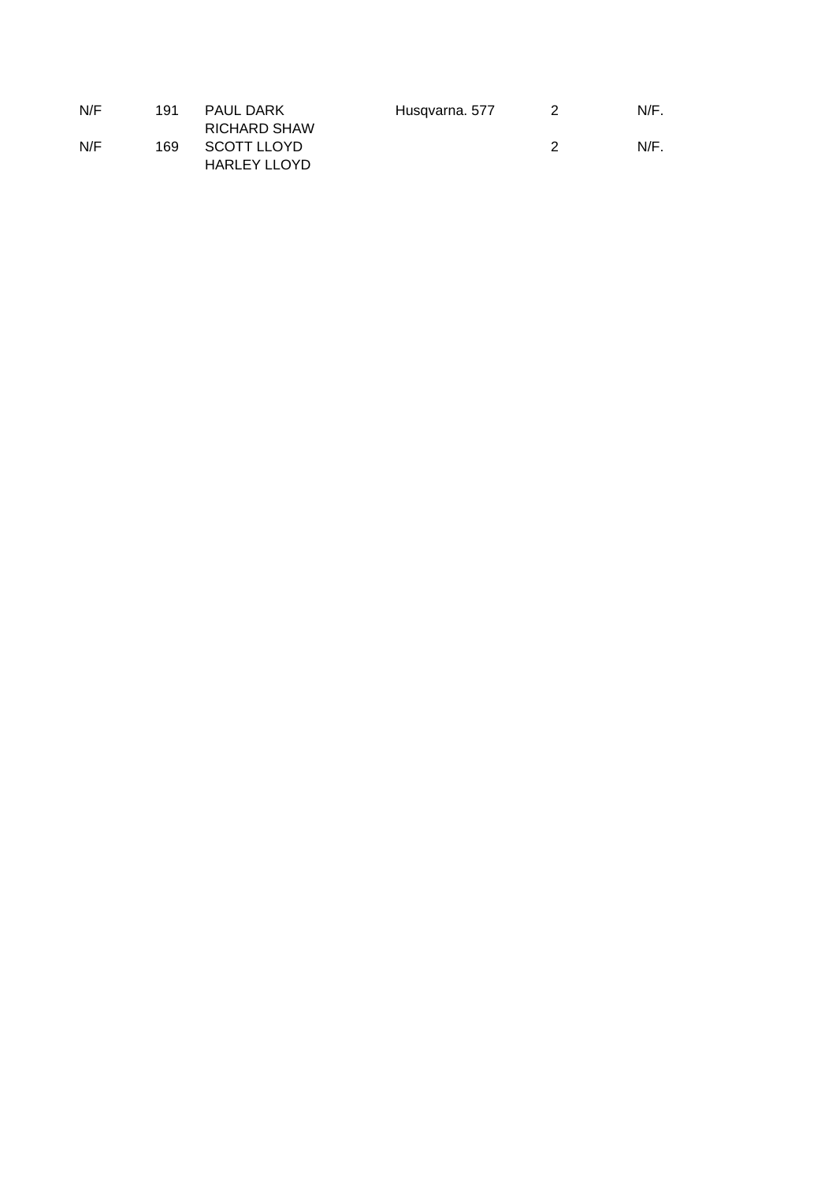| | | | | | |
|---|---|---|---|---|---|
| N/F | 191 | PAUL DARK<br>RICHARD SHAW | Husqvarna. 577 | 2 | N/F. |
| N/F | 169 | SCOTT LLOYD<br>HARLEY LLOYD | | 2 | N/F. |